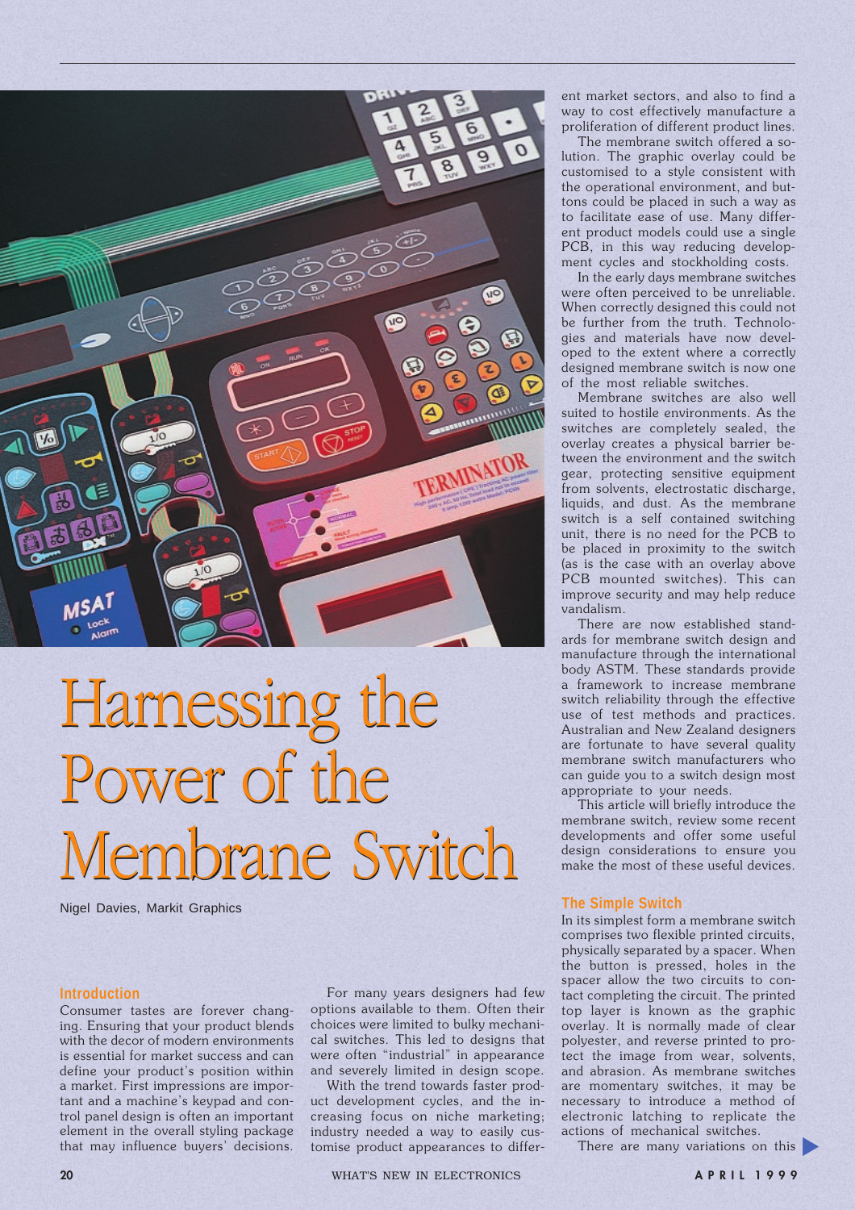# Harnessing the Power of the Membrane Switch

Nigel Davies, Markit Graphics

## Introduction

Consumer tastes are forever changing. Ensuring that your product blends with the decor of modern environments is essential for market success and can define your product's position within a market. First impressions are important and a machine's keypad and control panel design is often an important element in the overall styling package that may influence buyers' decisions.

For many years designers had few options available to them. Often their choices were limited to bulky mechanical switches. This led to designs that were often "industrial" in appearance and severely limited in design scope.

With the trend towards faster product development cycles, and the increasing focus on niche marketing; industry needed a way to easily customise product appearances to different market sectors, and also to find a way to cost effectively manufacture a proliferation of different product lines.

The membrane switch offered a solution. The graphic overlay could be customised to a style consistent with the operational environment, and buttons could be placed in such a way as to facilitate ease of use. Many different product models could use a single PCB, in this way reducing development cycles and stockholding costs.

In the early days membrane switches were often perceived to be unreliable. When correctly designed this could not be further from the truth. Technologies and materials have now developed to the extent where a correctly designed membrane switch is now one of the most reliable switches.

Membrane switches are also well suited to hostile environments. As the switches are completely sealed, the overlay creates a physical barrier between the environment and the switch gear, protecting sensitive equipment from solvents, electrostatic discharge, liquids, and dust. As the membrane switch is a self contained switching unit, there is no need for the PCB to be placed in proximity to the switch (as is the case with an overlay above PCB mounted switches). This can improve security and may help reduce vandalism.

There are now established standards for membrane switch design and manufacture through the international body ASTM. These standards provide a framework to increase membrane switch reliability through the effective use of test methods and practices. Australian and New Zealand designers are fortunate to have several quality membrane switch manufacturers who can guide you to a switch design most appropriate to your needs.

This article will briefly introduce the membrane switch, review some recent developments and offer some useful design considerations to ensure you make the most of these useful devices.

## The Simple Switch

In its simplest form a membrane switch comprises two flexible printed circuits, physically separated by a spacer. When the button is pressed, holes in the spacer allow the two circuits to contact completing the circuit. The printed top layer is known as the graphic overlay. It is normally made of clear polyester, and reverse printed to protect the image from wear, solvents, and abrasion. As membrane switches are momentary switches, it may be necessary to introduce a method of electronic latching to replicate the actions of mechanical switches.

There are many variations on this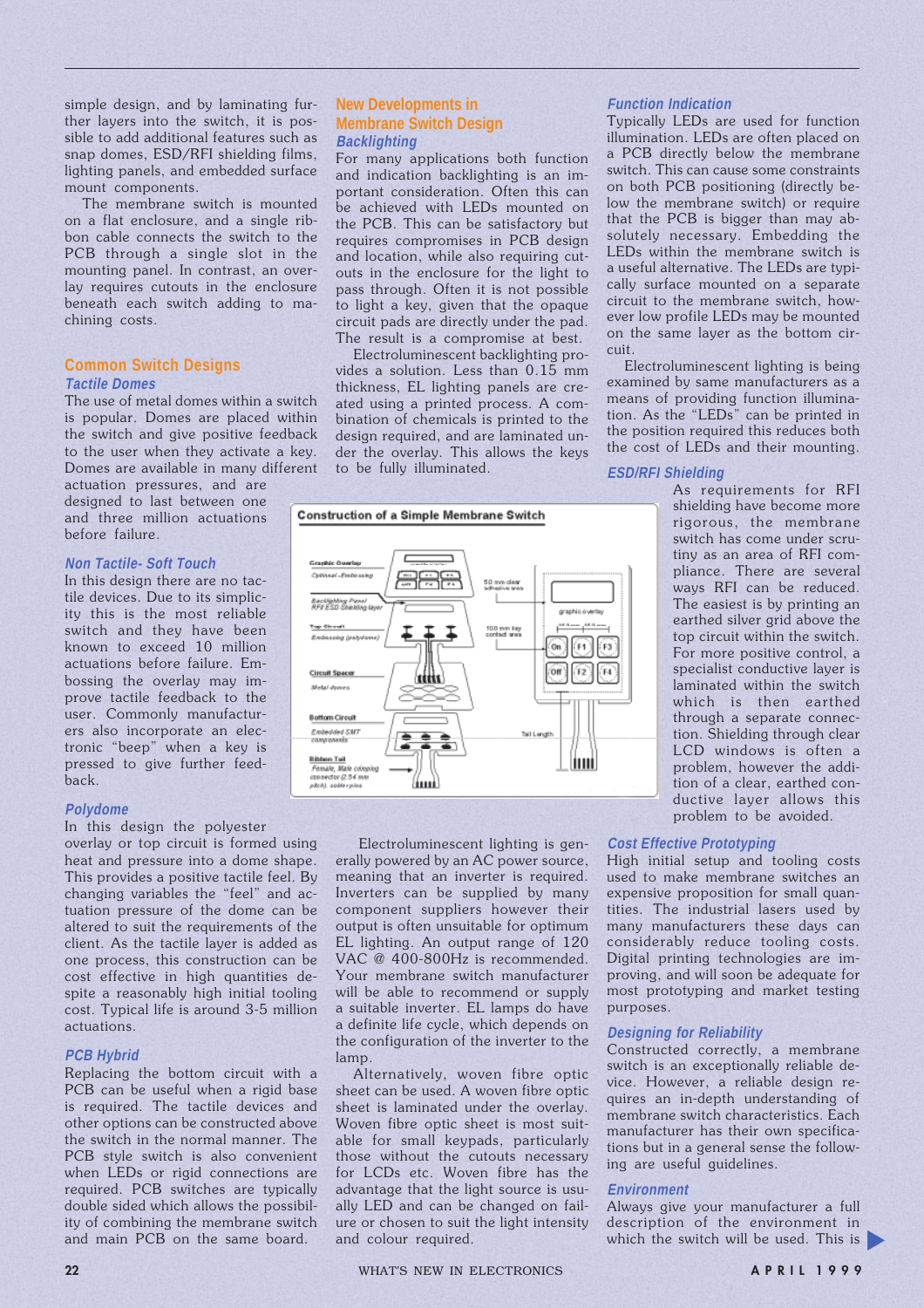simple design, and by laminating further layers into the switch, it is possible to add additional features such as snap domes, ESD/RFI shielding films, lighting panels, and embedded surface mount components.

The membrane switch is mounted on a flat enclosure, and a single ribbon cable connects the switch to the PCB through a single slot in the mounting panel. In contrast, an overlay requires cutouts in the enclosure beneath each switch adding to machining costs.

## Common Switch Designs

### Tactile Domes

The use of metal domes within a switch is popular. Domes are placed within the switch and give positive feedback to the user when they activate a key. Domes are available in many different actuation pressures, and are designed to last between one and three million actuations before failure.

### Non Tactile- Soft Touch

In this design there are no tactile devices. Due to its simplicity this is the most reliable switch and they have been known to exceed 10 million actuations before failure. Embossing the overlay may improve tactile feedback to the user. Commonly manufacturers also incorporate an electronic "beep" when a key is pressed to give further feedback.

### Polydome

In this design the polyester overlay or top circuit is formed using heat and pressure into a dome shape. This provides a positive tactile feel. By changing variables the "feel" and actuation pressure of the dome can be altered to suit the requirements of the client. As the tactile layer is added as one process, this construction can be cost effective in high quantities despite a reasonably high initial tooling cost. Typical life is around 3-5 million actuations.

### PCB Hybrid

Replacing the bottom circuit with a PCB can be useful when a rigid base is required. The tactile devices and other options can be constructed above the switch in the normal manner. The PCB style switch is also convenient when LEDs or rigid connections are required. PCB switches are typically double sided which allows the possibility of combining the membrane switch and main PCB on the same board.

## New Developments in Membrane Switch Design

### Backlighting

For many applications both function and indication backlighting is an important consideration. Often this can be achieved with LEDs mounted on the PCB. This can be satisfactory but requires compromises in PCB design and location, while also requiring cutouts in the enclosure for the light to pass through. Often it is not possible to light a key, given that the opaque circuit pads are directly under the pad. The result is a compromise at best.

Electroluminescent backlighting provides a solution. Less than 0.15 mm thickness, EL lighting panels are created using a printed process. A combination of chemicals is printed to the design required, and are laminated under the overlay. This allows the keys to be fully illuminated.

**Construction of a Simple Membrane Switch**

Graphic Overlay — Optional - Embossing
Backlighting Panel — RFI ESD Shielding layer
Top Circuit — Embossing (polydome)
Circuit Spacer — Metal domes
Bottom Circuit — Embedded SMT components
Ribbon Tail — Female, Male crimping connector (2.54 mm pitch), solder pins

50 mm clear adhesive area
100 mm key contact area
graphic overlay
On F1 F3
Off F2 F4
Tail Length

Electroluminescent lighting is generally powered by an AC power source, meaning that an inverter is required. Inverters can be supplied by many component suppliers however their output is often unsuitable for optimum EL lighting. An output range of 120 VAC @ 400-800Hz is recommended. Your membrane switch manufacturer will be able to recommend or supply a suitable inverter. EL lamps do have a definite life cycle, which depends on the configuration of the inverter to the lamp.

Alternatively, woven fibre optic sheet can be used. A woven fibre optic sheet is laminated under the overlay. Woven fibre optic sheet is most suitable for small keypads, particularly those without the cutouts necessary for LCDs etc. Woven fibre has the advantage that the light source is usually LED and can be changed on failure or chosen to suit the light intensity and colour required.

### Function Indication

Typically LEDs are used for function illumination. LEDs are often placed on a PCB directly below the membrane switch. This can cause some constraints on both PCB positioning (directly below the membrane switch) or require that the PCB is bigger than may absolutely necessary. Embedding the LEDs within the membrane switch is a useful alternative. The LEDs are typically surface mounted on a separate circuit to the membrane switch, however low profile LEDs may be mounted on the same layer as the bottom circuit.

Electroluminescent lighting is being examined by same manufacturers as a means of providing function illumination. As the "LEDs" can be printed in the position required this reduces both the cost of LEDs and their mounting.

### ESD/RFI Shielding

As requirements for RFI shielding have become more rigorous, the membrane switch has come under scrutiny as an area of RFI compliance. There are several ways RFI can be reduced. The easiest is by printing an earthed silver grid above the top circuit within the switch. For more positive control, a specialist conductive layer is laminated within the switch which is then earthed through a separate connection. Shielding through clear LCD windows is often a problem, however the addition of a clear, earthed conductive layer allows this problem to be avoided.

### Cost Effective Prototyping

High initial setup and tooling costs used to make membrane switches an expensive proposition for small quantities. The industrial lasers used by many manufacturers these days can considerably reduce tooling costs. Digital printing technologies are improving, and will soon be adequate for most prototyping and market testing purposes.

### Designing for Reliability

Constructed correctly, a membrane switch is an exceptionally reliable device. However, a reliable design requires an in-depth understanding of membrane switch characteristics. Each manufacturer has their own specifications but in a general sense the following are useful guidelines.

### Environment

Always give your manufacturer a full description of the environment in which the switch will be used. This is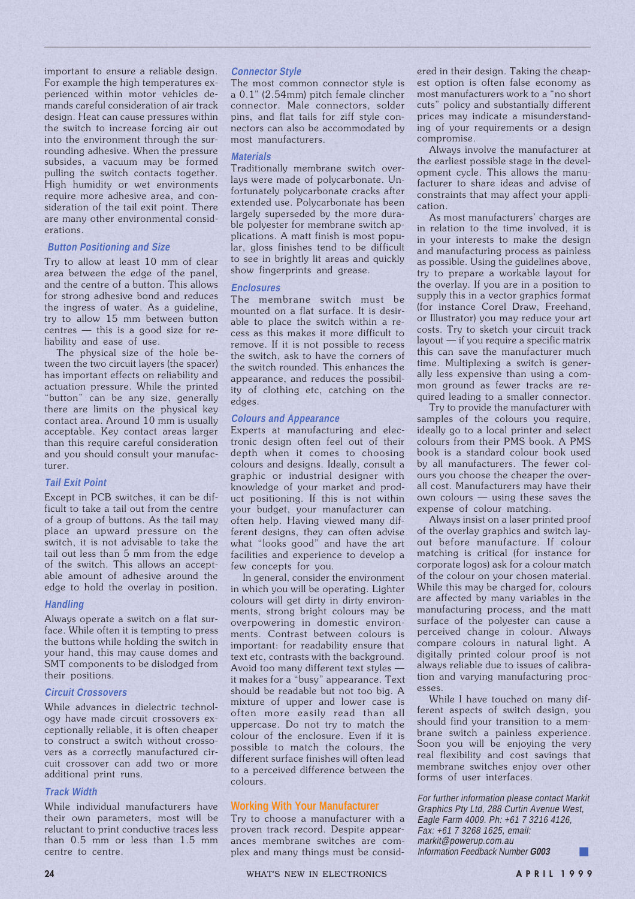important to ensure a reliable design. For example the high temperatures experienced within motor vehicles demands careful consideration of air track design. Heat can cause pressures within the switch to increase forcing air out into the environment through the surrounding adhesive. When the pressure subsides, a vacuum may be formed pulling the switch contacts together. High humidity or wet environments require more adhesive area, and consideration of the tail exit point. There are many other environmental considerations.

### Button Positioning and Size

Try to allow at least 10 mm of clear area between the edge of the panel, and the centre of a button. This allows for strong adhesive bond and reduces the ingress of water. As a guideline, try to allow 15 mm between button centres — this is a good size for reliability and ease of use.

The physical size of the hole between the two circuit layers (the spacer) has important effects on reliability and actuation pressure. While the printed "button" can be any size, generally there are limits on the physical key contact area. Around 10 mm is usually acceptable. Key contact areas larger than this require careful consideration and you should consult your manufacturer.

### Tail Exit Point

Except in PCB switches, it can be difficult to take a tail out from the centre of a group of buttons. As the tail may place an upward pressure on the switch, it is not advisable to take the tail out less than 5 mm from the edge of the switch. This allows an acceptable amount of adhesive around the edge to hold the overlay in position.

### Handling

Always operate a switch on a flat surface. While often it is tempting to press the buttons while holding the switch in your hand, this may cause domes and SMT components to be dislodged from their positions.

### Circuit Crossovers

While advances in dielectric technology have made circuit crossovers exceptionally reliable, it is often cheaper to construct a switch without crossovers as a correctly manufactured circuit crossover can add two or more additional print runs.

### Track Width

While individual manufacturers have their own parameters, most will be reluctant to print conductive traces less than 0.5 mm or less than 1.5 mm centre to centre.

### Connector Style

The most common connector style is a 0.1" (2.54mm) pitch female clincher connector. Male connectors, solder pins, and flat tails for ziff style connectors can also be accommodated by most manufacturers.

### Materials

Traditionally membrane switch overlays were made of polycarbonate. Unfortunately polycarbonate cracks after extended use. Polycarbonate has been largely superseded by the more durable polyester for membrane switch applications. A matt finish is most popular, gloss finishes tend to be difficult to see in brightly lit areas and quickly show fingerprints and grease.

### Enclosures

The membrane switch must be mounted on a flat surface. It is desirable to place the switch within a recess as this makes it more difficult to remove. If it is not possible to recess the switch, ask to have the corners of the switch rounded. This enhances the appearance, and reduces the possibility of clothing etc, catching on the edges.

### Colours and Appearance

Experts at manufacturing and electronic design often feel out of their depth when it comes to choosing colours and designs. Ideally, consult a graphic or industrial designer with knowledge of your market and product positioning. If this is not within your budget, your manufacturer can often help. Having viewed many different designs, they can often advise what "looks good" and have the art facilities and experience to develop a few concepts for you.

In general, consider the environment in which you will be operating. Lighter colours will get dirty in dirty environments, strong bright colours may be overpowering in domestic environments. Contrast between colours is important: for readability ensure that text etc, contrasts with the background. Avoid too many different text styles — it makes for a "busy" appearance. Text should be readable but not too big. A mixture of upper and lower case is often more easily read than all uppercase. Do not try to match the colour of the enclosure. Even if it is possible to match the colours, the different surface finishes will often lead to a perceived difference between the colours.

## Working With Your Manufacturer

Try to choose a manufacturer with a proven track record. Despite appearances membrane switches are complex and many things must be considered in their design. Taking the cheapest option is often false economy as most manufacturers work to a "no short cuts" policy and substantially different prices may indicate a misunderstanding of your requirements or a design compromise.

Always involve the manufacturer at the earliest possible stage in the development cycle. This allows the manufacturer to share ideas and advise of constraints that may affect your application.

As most manufacturers' charges are in relation to the time involved, it is in your interests to make the design and manufacturing process as painless as possible. Using the guidelines above, try to prepare a workable layout for the overlay. If you are in a position to supply this in a vector graphics format (for instance Corel Draw, Freehand, or Illustrator) you may reduce your art costs. Try to sketch your circuit track layout — if you require a specific matrix this can save the manufacturer much time. Multiplexing a switch is generally less expensive than using a common ground as fewer tracks are required leading to a smaller connector.

Try to provide the manufacturer with samples of the colours you require, ideally go to a local printer and select colours from their PMS book. A PMS book is a standard colour book used by all manufacturers. The fewer colours you choose the cheaper the overall cost. Manufacturers may have their own colours — using these saves the expense of colour matching.

Always insist on a laser printed proof of the overlay graphics and switch layout before manufacture. If colour matching is critical (for instance for corporate logos) ask for a colour match of the colour on your chosen material. While this may be charged for, colours are affected by many variables in the manufacturing process, and the matt surface of the polyester can cause a perceived change in colour. Always compare colours in natural light. A digitally printed colour proof is not always reliable due to issues of calibration and varying manufacturing processes.

While I have touched on many different aspects of switch design, you should find your transition to a membrane switch a painless experience. Soon you will be enjoying the very real flexibility and cost savings that membrane switches enjoy over other forms of user interfaces.

*For further information please contact Markit Graphics Pty Ltd, 288 Curtin Avenue West, Eagle Farm 4009. Ph: +61 7 3216 4126, Fax: +61 7 3268 1625, email: markit@powerup.com.au*
*Information Feedback Number **G003***